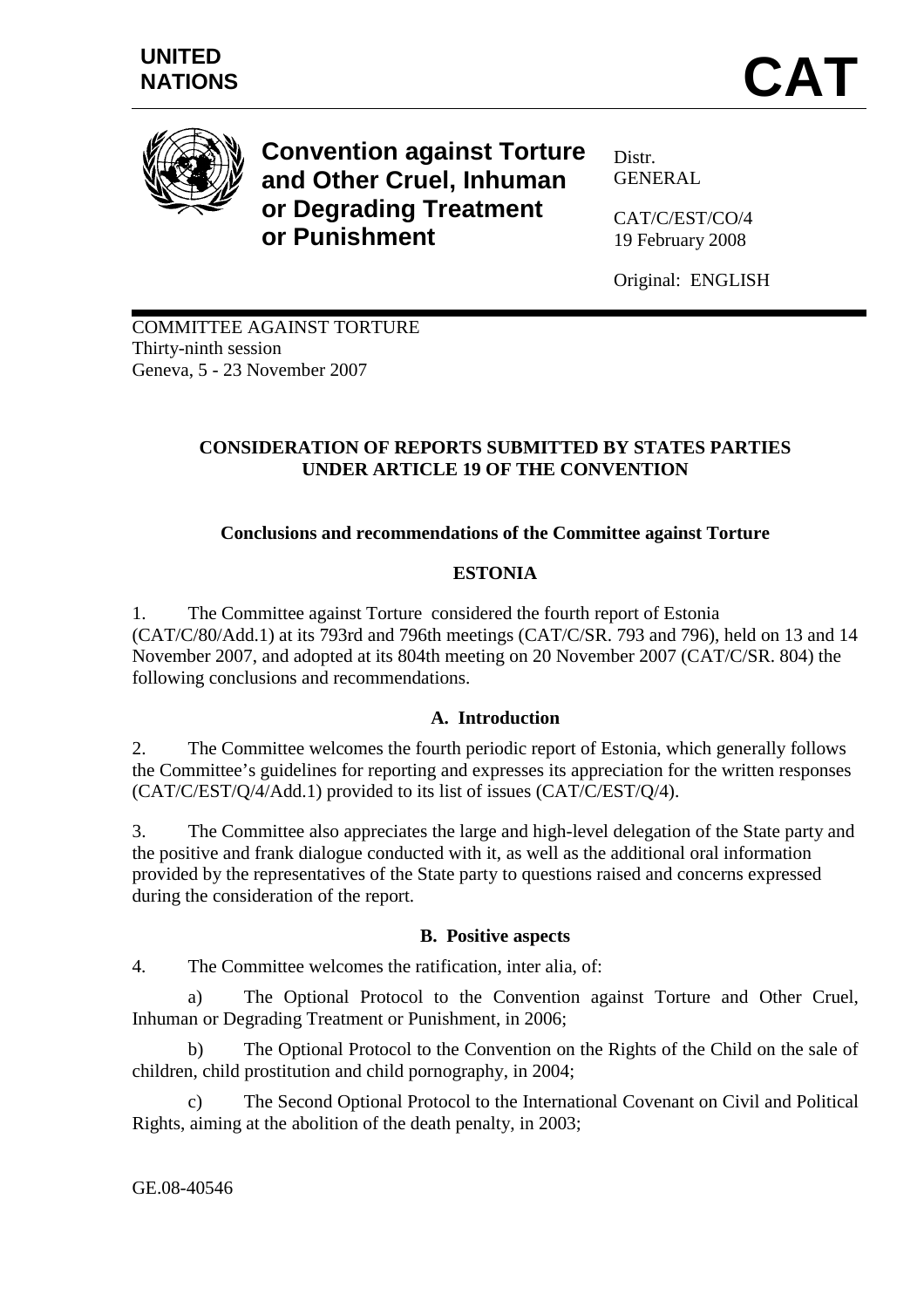UNITED NATIONS

# CAT

**Convention against Torture and Other Cruel, Inhuman or Degrading Treatment or Punishment**

Distr.
GENERAL

CAT/C/EST/CO/4
19 February 2008

Original: ENGLISH

COMMITTEE AGAINST TORTURE
Thirty-ninth session
Geneva, 5 - 23 November 2007

**CONSIDERATION OF REPORTS SUBMITTED BY STATES PARTIES UNDER ARTICLE 19 OF THE CONVENTION**

**Conclusions and recommendations of the Committee against Torture**

**ESTONIA**

1. The Committee against Torture considered the fourth report of Estonia (CAT/C/80/Add.1) at its 793rd and 796th meetings (CAT/C/SR. 793 and 796), held on 13 and 14 November 2007, and adopted at its 804th meeting on 20 November 2007 (CAT/C/SR. 804) the following conclusions and recommendations.

## A. Introduction

2. The Committee welcomes the fourth periodic report of Estonia, which generally follows the Committee's guidelines for reporting and expresses its appreciation for the written responses (CAT/C/EST/Q/4/Add.1) provided to its list of issues (CAT/C/EST/Q/4).

3. The Committee also appreciates the large and high-level delegation of the State party and the positive and frank dialogue conducted with it, as well as the additional oral information provided by the representatives of the State party to questions raised and concerns expressed during the consideration of the report.

## B. Positive aspects

4. The Committee welcomes the ratification, inter alia, of:

a) The Optional Protocol to the Convention against Torture and Other Cruel, Inhuman or Degrading Treatment or Punishment, in 2006;

b) The Optional Protocol to the Convention on the Rights of the Child on the sale of children, child prostitution and child pornography, in 2004;

c) The Second Optional Protocol to the International Covenant on Civil and Political Rights, aiming at the abolition of the death penalty, in 2003;

GE.08-40546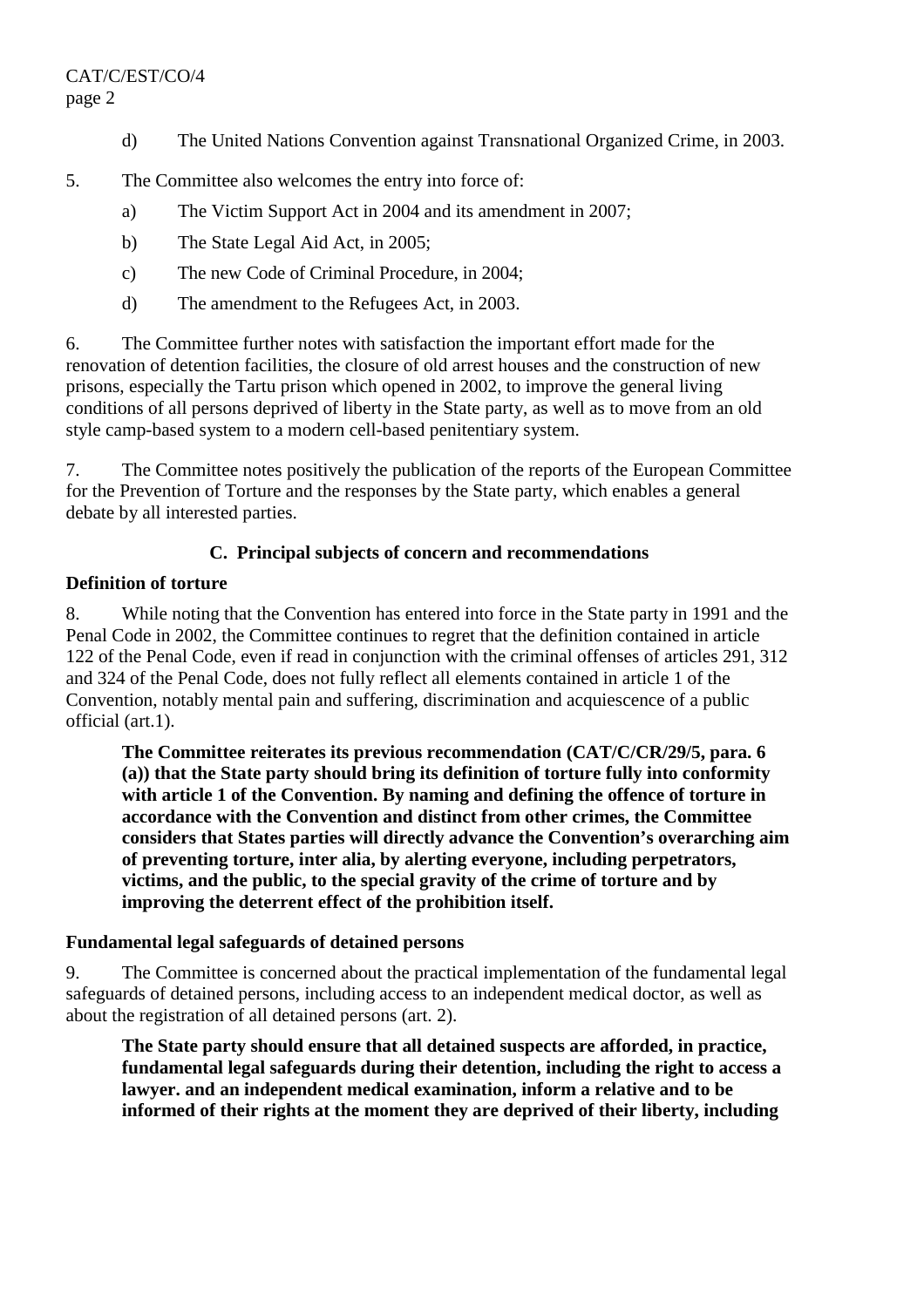d) The United Nations Convention against Transnational Organized Crime, in 2003.

5. The Committee also welcomes the entry into force of:

a) The Victim Support Act in 2004 and its amendment in 2007;

b) The State Legal Aid Act, in 2005;

c) The new Code of Criminal Procedure, in 2004;

d) The amendment to the Refugees Act, in 2003.

6. The Committee further notes with satisfaction the important effort made for the renovation of detention facilities, the closure of old arrest houses and the construction of new prisons, especially the Tartu prison which opened in 2002, to improve the general living conditions of all persons deprived of liberty in the State party, as well as to move from an old style camp-based system to a modern cell-based penitentiary system.

7. The Committee notes positively the publication of the reports of the European Committee for the Prevention of Torture and the responses by the State party, which enables a general debate by all interested parties.

## C. Principal subjects of concern and recommendations

### Definition of torture

8. While noting that the Convention has entered into force in the State party in 1991 and the Penal Code in 2002, the Committee continues to regret that the definition contained in article 122 of the Penal Code, even if read in conjunction with the criminal offenses of articles 291, 312 and 324 of the Penal Code, does not fully reflect all elements contained in article 1 of the Convention, notably mental pain and suffering, discrimination and acquiescence of a public official (art.1).

**The Committee reiterates its previous recommendation (CAT/C/CR/29/5, para. 6 (a)) that the State party should bring its definition of torture fully into conformity with article 1 of the Convention. By naming and defining the offence of torture in accordance with the Convention and distinct from other crimes, the Committee considers that States parties will directly advance the Convention's overarching aim of preventing torture, inter alia, by alerting everyone, including perpetrators, victims, and the public, to the special gravity of the crime of torture and by improving the deterrent effect of the prohibition itself.**

### Fundamental legal safeguards of detained persons

9. The Committee is concerned about the practical implementation of the fundamental legal safeguards of detained persons, including access to an independent medical doctor, as well as about the registration of all detained persons (art. 2).

**The State party should ensure that all detained suspects are afforded, in practice, fundamental legal safeguards during their detention, including the right to access a lawyer. and an independent medical examination, inform a relative and to be informed of their rights at the moment they are deprived of their liberty, including**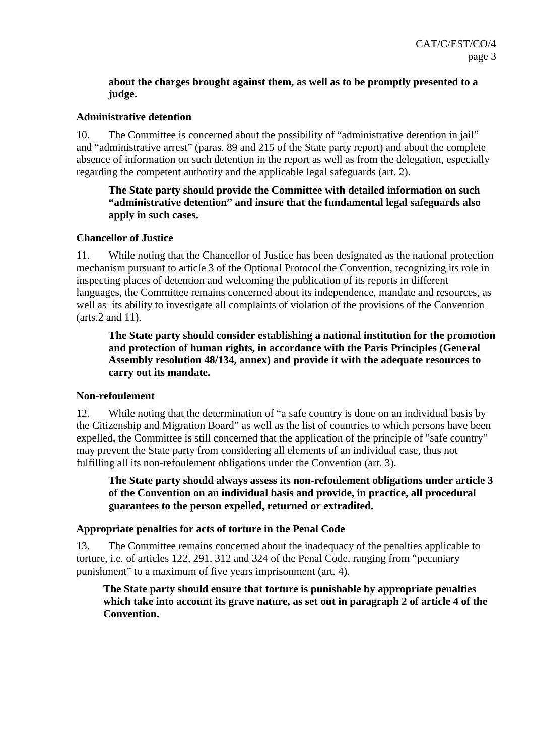**about the charges brought against them, as well as to be promptly presented to a judge.**

**Administrative detention**

10. The Committee is concerned about the possibility of "administrative detention in jail" and "administrative arrest" (paras. 89 and 215 of the State party report) and about the complete absence of information on such detention in the report as well as from the delegation, especially regarding the competent authority and the applicable legal safeguards (art. 2).

**The State party should provide the Committee with detailed information on such "administrative detention" and insure that the fundamental legal safeguards also apply in such cases.**

**Chancellor of Justice**

11. While noting that the Chancellor of Justice has been designated as the national protection mechanism pursuant to article 3 of the Optional Protocol the Convention, recognizing its role in inspecting places of detention and welcoming the publication of its reports in different languages, the Committee remains concerned about its independence, mandate and resources, as well as its ability to investigate all complaints of violation of the provisions of the Convention (arts.2 and 11).

**The State party should consider establishing a national institution for the promotion and protection of human rights, in accordance with the Paris Principles (General Assembly resolution 48/134, annex) and provide it with the adequate resources to carry out its mandate.**

**Non-refoulement**

12. While noting that the determination of "a safe country is done on an individual basis by the Citizenship and Migration Board" as well as the list of countries to which persons have been expelled, the Committee is still concerned that the application of the principle of "safe country" may prevent the State party from considering all elements of an individual case, thus not fulfilling all its non-refoulement obligations under the Convention (art. 3).

**The State party should always assess its non-refoulement obligations under article 3 of the Convention on an individual basis and provide, in practice, all procedural guarantees to the person expelled, returned or extradited.**

**Appropriate penalties for acts of torture in the Penal Code**

13. The Committee remains concerned about the inadequacy of the penalties applicable to torture, i.e. of articles 122, 291, 312 and 324 of the Penal Code, ranging from "pecuniary punishment" to a maximum of five years imprisonment (art. 4).

**The State party should ensure that torture is punishable by appropriate penalties which take into account its grave nature, as set out in paragraph 2 of article 4 of the Convention.**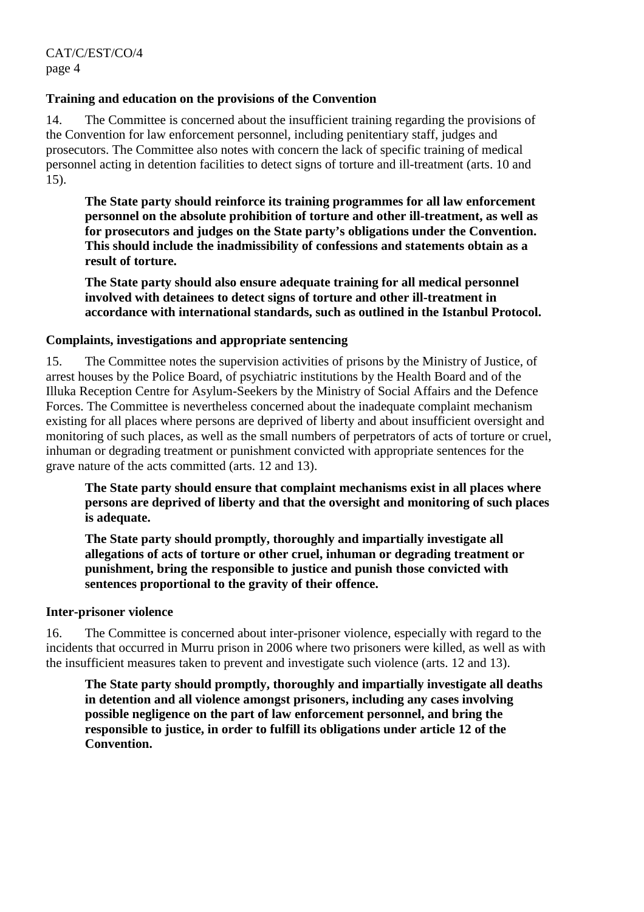### Training and education on the provisions of the Convention

14. The Committee is concerned about the insufficient training regarding the provisions of the Convention for law enforcement personnel, including penitentiary staff, judges and prosecutors. The Committee also notes with concern the lack of specific training of medical personnel acting in detention facilities to detect signs of torture and ill-treatment (arts. 10 and 15).

**The State party should reinforce its training programmes for all law enforcement personnel on the absolute prohibition of torture and other ill-treatment, as well as for prosecutors and judges on the State party's obligations under the Convention. This should include the inadmissibility of confessions and statements obtain as a result of torture.**

**The State party should also ensure adequate training for all medical personnel involved with detainees to detect signs of torture and other ill-treatment in accordance with international standards, such as outlined in the Istanbul Protocol.**

### Complaints, investigations and appropriate sentencing

15. The Committee notes the supervision activities of prisons by the Ministry of Justice, of arrest houses by the Police Board, of psychiatric institutions by the Health Board and of the Illuka Reception Centre for Asylum-Seekers by the Ministry of Social Affairs and the Defence Forces. The Committee is nevertheless concerned about the inadequate complaint mechanism existing for all places where persons are deprived of liberty and about insufficient oversight and monitoring of such places, as well as the small numbers of perpetrators of acts of torture or cruel, inhuman or degrading treatment or punishment convicted with appropriate sentences for the grave nature of the acts committed (arts. 12 and 13).

**The State party should ensure that complaint mechanisms exist in all places where persons are deprived of liberty and that the oversight and monitoring of such places is adequate.**

**The State party should promptly, thoroughly and impartially investigate all allegations of acts of torture or other cruel, inhuman or degrading treatment or punishment, bring the responsible to justice and punish those convicted with sentences proportional to the gravity of their offence.**

### Inter-prisoner violence

16. The Committee is concerned about inter-prisoner violence, especially with regard to the incidents that occurred in Murru prison in 2006 where two prisoners were killed, as well as with the insufficient measures taken to prevent and investigate such violence (arts. 12 and 13).

**The State party should promptly, thoroughly and impartially investigate all deaths in detention and all violence amongst prisoners, including any cases involving possible negligence on the part of law enforcement personnel, and bring the responsible to justice, in order to fulfill its obligations under article 12 of the Convention.**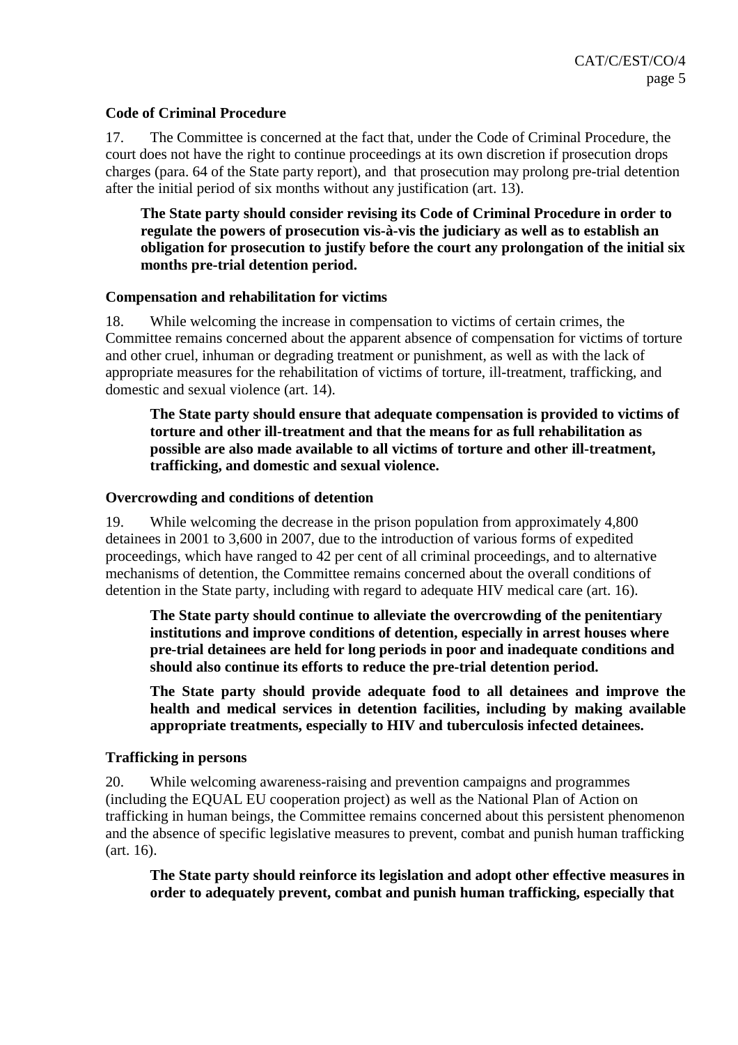**Code of Criminal Procedure**

17. The Committee is concerned at the fact that, under the Code of Criminal Procedure, the court does not have the right to continue proceedings at its own discretion if prosecution drops charges (para. 64 of the State party report), and that prosecution may prolong pre-trial detention after the initial period of six months without any justification (art. 13).

**The State party should consider revising its Code of Criminal Procedure in order to regulate the powers of prosecution vis-à-vis the judiciary as well as to establish an obligation for prosecution to justify before the court any prolongation of the initial six months pre-trial detention period.**

**Compensation and rehabilitation for victims**

18. While welcoming the increase in compensation to victims of certain crimes, the Committee remains concerned about the apparent absence of compensation for victims of torture and other cruel, inhuman or degrading treatment or punishment, as well as with the lack of appropriate measures for the rehabilitation of victims of torture, ill-treatment, trafficking, and domestic and sexual violence (art. 14).

**The State party should ensure that adequate compensation is provided to victims of torture and other ill-treatment and that the means for as full rehabilitation as possible are also made available to all victims of torture and other ill-treatment, trafficking, and domestic and sexual violence.**

**Overcrowding and conditions of detention**

19. While welcoming the decrease in the prison population from approximately 4,800 detainees in 2001 to 3,600 in 2007, due to the introduction of various forms of expedited proceedings, which have ranged to 42 per cent of all criminal proceedings, and to alternative mechanisms of detention, the Committee remains concerned about the overall conditions of detention in the State party, including with regard to adequate HIV medical care (art. 16).

**The State party should continue to alleviate the overcrowding of the penitentiary institutions and improve conditions of detention, especially in arrest houses where pre-trial detainees are held for long periods in poor and inadequate conditions and should also continue its efforts to reduce the pre-trial detention period.**

**The State party should provide adequate food to all detainees and improve the health and medical services in detention facilities, including by making available appropriate treatments, especially to HIV and tuberculosis infected detainees.**

**Trafficking in persons**

20. While welcoming awareness-raising and prevention campaigns and programmes (including the EQUAL EU cooperation project) as well as the National Plan of Action on trafficking in human beings, the Committee remains concerned about this persistent phenomenon and the absence of specific legislative measures to prevent, combat and punish human trafficking (art. 16).

**The State party should reinforce its legislation and adopt other effective measures in order to adequately prevent, combat and punish human trafficking, especially that**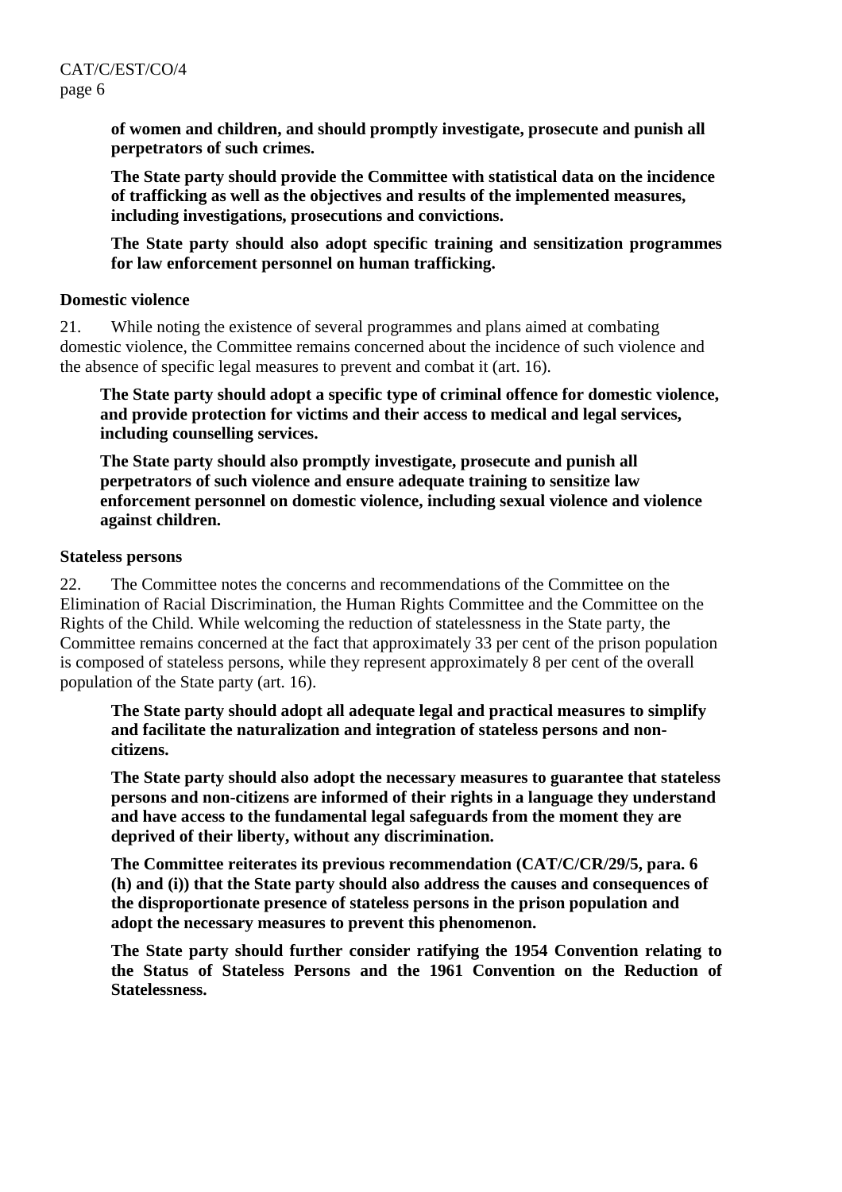**of women and children, and should promptly investigate, prosecute and punish all perpetrators of such crimes.**

**The State party should provide the Committee with statistical data on the incidence of trafficking as well as the objectives and results of the implemented measures, including investigations, prosecutions and convictions.**

**The State party should also adopt specific training and sensitization programmes for law enforcement personnel on human trafficking.**

**Domestic violence**

21. While noting the existence of several programmes and plans aimed at combating domestic violence, the Committee remains concerned about the incidence of such violence and the absence of specific legal measures to prevent and combat it (art. 16).

**The State party should adopt a specific type of criminal offence for domestic violence, and provide protection for victims and their access to medical and legal services, including counselling services.**

**The State party should also promptly investigate, prosecute and punish all perpetrators of such violence and ensure adequate training to sensitize law enforcement personnel on domestic violence, including sexual violence and violence against children.**

**Stateless persons**

22. The Committee notes the concerns and recommendations of the Committee on the Elimination of Racial Discrimination, the Human Rights Committee and the Committee on the Rights of the Child. While welcoming the reduction of statelessness in the State party, the Committee remains concerned at the fact that approximately 33 per cent of the prison population is composed of stateless persons, while they represent approximately 8 per cent of the overall population of the State party (art. 16).

**The State party should adopt all adequate legal and practical measures to simplify and facilitate the naturalization and integration of stateless persons and non-citizens.**

**The State party should also adopt the necessary measures to guarantee that stateless persons and non-citizens are informed of their rights in a language they understand and have access to the fundamental legal safeguards from the moment they are deprived of their liberty, without any discrimination.**

**The Committee reiterates its previous recommendation (CAT/C/CR/29/5, para. 6 (h) and (i)) that the State party should also address the causes and consequences of the disproportionate presence of stateless persons in the prison population and adopt the necessary measures to prevent this phenomenon.**

**The State party should further consider ratifying the 1954 Convention relating to the Status of Stateless Persons and the 1961 Convention on the Reduction of Statelessness.**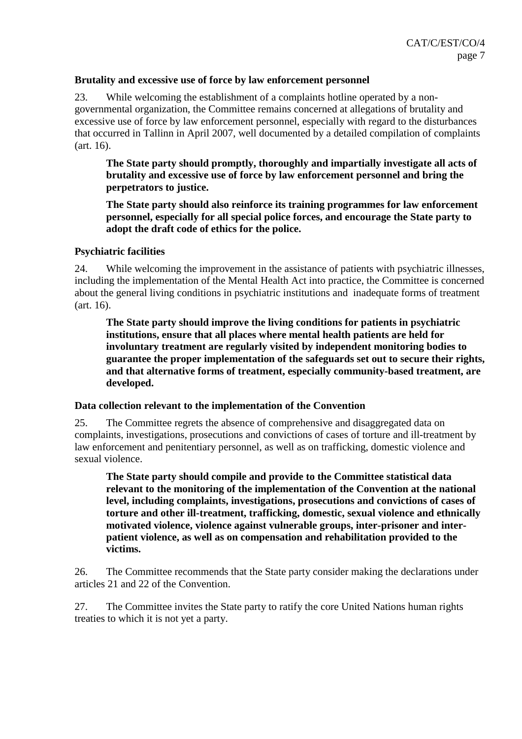**Brutality and excessive use of force by law enforcement personnel**

23. While welcoming the establishment of a complaints hotline operated by a non-governmental organization, the Committee remains concerned at allegations of brutality and excessive use of force by law enforcement personnel, especially with regard to the disturbances that occurred in Tallinn in April 2007, well documented by a detailed compilation of complaints (art. 16).

> **The State party should promptly, thoroughly and impartially investigate all acts of brutality and excessive use of force by law enforcement personnel and bring the perpetrators to justice.**
>
> **The State party should also reinforce its training programmes for law enforcement personnel, especially for all special police forces, and encourage the State party to adopt the draft code of ethics for the police.**

**Psychiatric facilities**

24. While welcoming the improvement in the assistance of patients with psychiatric illnesses, including the implementation of the Mental Health Act into practice, the Committee is concerned about the general living conditions in psychiatric institutions and inadequate forms of treatment (art. 16).

> **The State party should improve the living conditions for patients in psychiatric institutions, ensure that all places where mental health patients are held for involuntary treatment are regularly visited by independent monitoring bodies to guarantee the proper implementation of the safeguards set out to secure their rights, and that alternative forms of treatment, especially community-based treatment, are developed.**

**Data collection relevant to the implementation of the Convention**

25. The Committee regrets the absence of comprehensive and disaggregated data on complaints, investigations, prosecutions and convictions of cases of torture and ill-treatment by law enforcement and penitentiary personnel, as well as on trafficking, domestic violence and sexual violence.

> **The State party should compile and provide to the Committee statistical data relevant to the monitoring of the implementation of the Convention at the national level, including complaints, investigations, prosecutions and convictions of cases of torture and other ill-treatment, trafficking, domestic, sexual violence and ethnically motivated violence, violence against vulnerable groups, inter-prisoner and inter-patient violence, as well as on compensation and rehabilitation provided to the victims.**

26. The Committee recommends that the State party consider making the declarations under articles 21 and 22 of the Convention.

27. The Committee invites the State party to ratify the core United Nations human rights treaties to which it is not yet a party.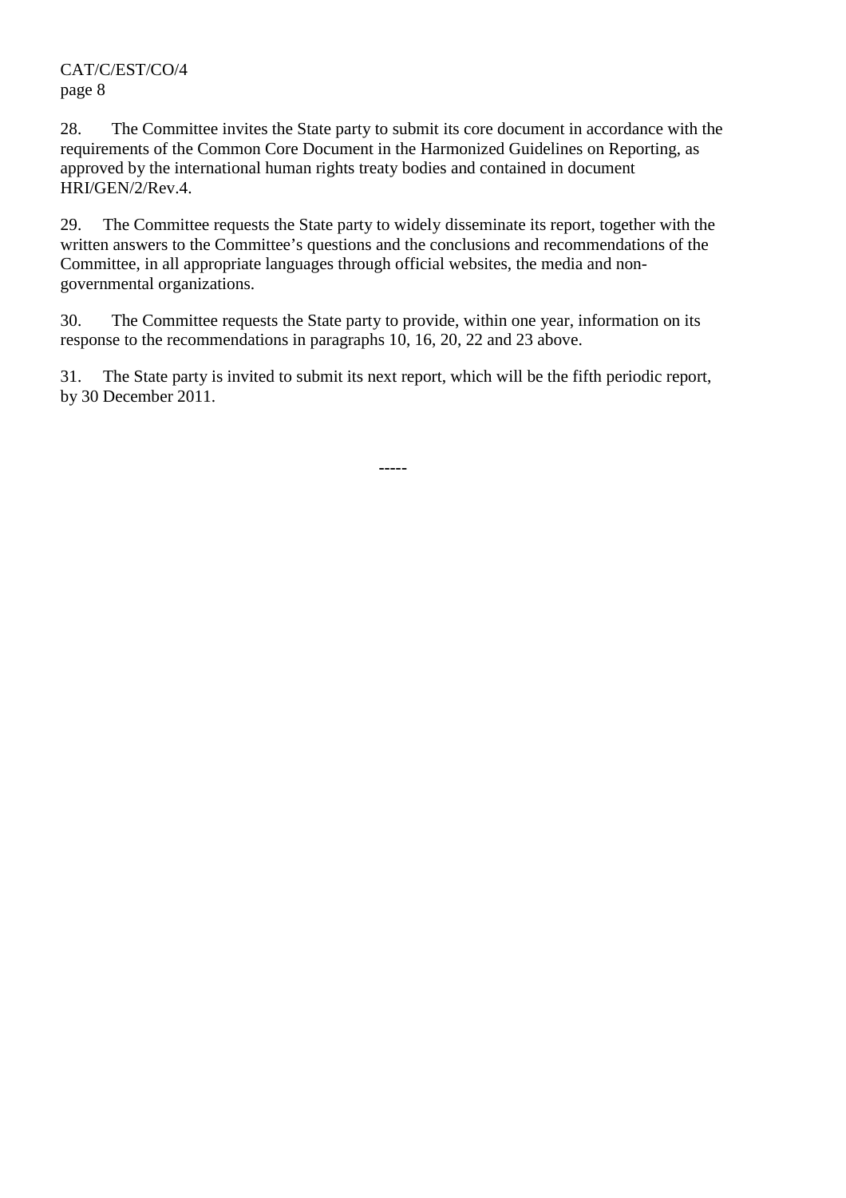28. The Committee invites the State party to submit its core document in accordance with the requirements of the Common Core Document in the Harmonized Guidelines on Reporting, as approved by the international human rights treaty bodies and contained in document HRI/GEN/2/Rev.4.

29. The Committee requests the State party to widely disseminate its report, together with the written answers to the Committee's questions and the conclusions and recommendations of the Committee, in all appropriate languages through official websites, the media and non-governmental organizations.

30. The Committee requests the State party to provide, within one year, information on its response to the recommendations in paragraphs 10, 16, 20, 22 and 23 above.

31. The State party is invited to submit its next report, which will be the fifth periodic report, by 30 December 2011.

-----